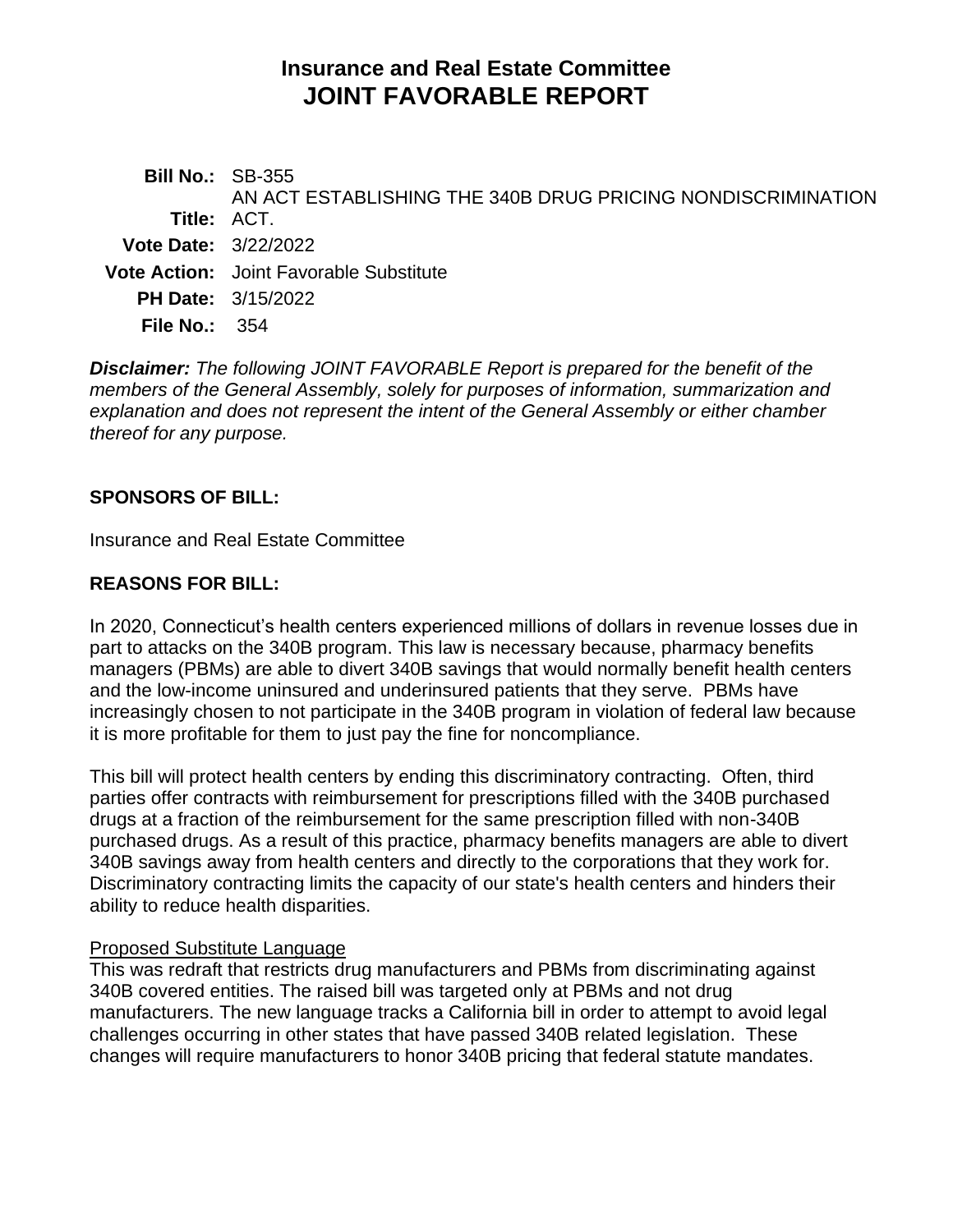# Insurance and Real Estate Committee
# JOINT FAVORABLE REPORT

**Bill No.:** SB-355

**Title:** AN ACT ESTABLISHING THE 340B DRUG PRICING NONDISCRIMINATION ACT.

**Vote Date:** 3/22/2022

**Vote Action:** Joint Favorable Substitute

**PH Date:** 3/15/2022

**File No.:** 354

***Disclaimer:*** *The following JOINT FAVORABLE Report is prepared for the benefit of the members of the General Assembly, solely for purposes of information, summarization and explanation and does not represent the intent of the General Assembly or either chamber thereof for any purpose.*

## SPONSORS OF BILL:

Insurance and Real Estate Committee

## REASONS FOR BILL:

In 2020, Connecticut's health centers experienced millions of dollars in revenue losses due in part to attacks on the 340B program. This law is necessary because, pharmacy benefits managers (PBMs) are able to divert 340B savings that would normally benefit health centers and the low-income uninsured and underinsured patients that they serve. PBMs have increasingly chosen to not participate in the 340B program in violation of federal law because it is more profitable for them to just pay the fine for noncompliance.

This bill will protect health centers by ending this discriminatory contracting. Often, third parties offer contracts with reimbursement for prescriptions filled with the 340B purchased drugs at a fraction of the reimbursement for the same prescription filled with non-340B purchased drugs. As a result of this practice, pharmacy benefits managers are able to divert 340B savings away from health centers and directly to the corporations that they work for. Discriminatory contracting limits the capacity of our state's health centers and hinders their ability to reduce health disparities.

Proposed Substitute Language

This was redraft that restricts drug manufacturers and PBMs from discriminating against 340B covered entities. The raised bill was targeted only at PBMs and not drug manufacturers. The new language tracks a California bill in order to attempt to avoid legal challenges occurring in other states that have passed 340B related legislation. These changes will require manufacturers to honor 340B pricing that federal statute mandates.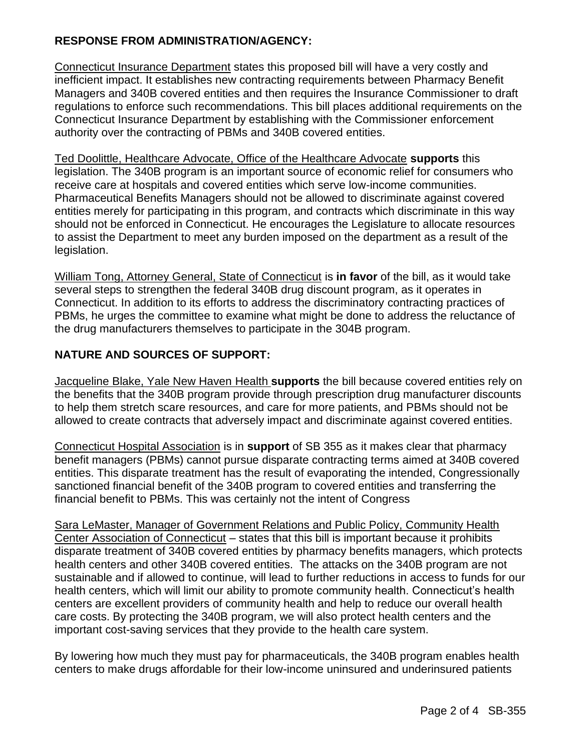## RESPONSE FROM ADMINISTRATION/AGENCY:

Connecticut Insurance Department states this proposed bill will have a very costly and inefficient impact. It establishes new contracting requirements between Pharmacy Benefit Managers and 340B covered entities and then requires the Insurance Commissioner to draft regulations to enforce such recommendations. This bill places additional requirements on the Connecticut Insurance Department by establishing with the Commissioner enforcement authority over the contracting of PBMs and 340B covered entities.

Ted Doolittle, Healthcare Advocate, Office of the Healthcare Advocate **supports** this legislation. The 340B program is an important source of economic relief for consumers who receive care at hospitals and covered entities which serve low-income communities. Pharmaceutical Benefits Managers should not be allowed to discriminate against covered entities merely for participating in this program, and contracts which discriminate in this way should not be enforced in Connecticut. He encourages the Legislature to allocate resources to assist the Department to meet any burden imposed on the department as a result of the legislation.

William Tong, Attorney General, State of Connecticut is **in favor** of the bill, as it would take several steps to strengthen the federal 340B drug discount program, as it operates in Connecticut. In addition to its efforts to address the discriminatory contracting practices of PBMs, he urges the committee to examine what might be done to address the reluctance of the drug manufacturers themselves to participate in the 304B program.

## NATURE AND SOURCES OF SUPPORT:

Jacqueline Blake, Yale New Haven Health **supports** the bill because covered entities rely on the benefits that the 340B program provide through prescription drug manufacturer discounts to help them stretch scare resources, and care for more patients, and PBMs should not be allowed to create contracts that adversely impact and discriminate against covered entities.

Connecticut Hospital Association is in **support** of SB 355 as it makes clear that pharmacy benefit managers (PBMs) cannot pursue disparate contracting terms aimed at 340B covered entities. This disparate treatment has the result of evaporating the intended, Congressionally sanctioned financial benefit of the 340B program to covered entities and transferring the financial benefit to PBMs. This was certainly not the intent of Congress

Sara LeMaster, Manager of Government Relations and Public Policy, Community Health Center Association of Connecticut – states that this bill is important because it prohibits disparate treatment of 340B covered entities by pharmacy benefits managers, which protects health centers and other 340B covered entities. The attacks on the 340B program are not sustainable and if allowed to continue, will lead to further reductions in access to funds for our health centers, which will limit our ability to promote community health. Connecticut's health centers are excellent providers of community health and help to reduce our overall health care costs. By protecting the 340B program, we will also protect health centers and the important cost-saving services that they provide to the health care system.

By lowering how much they must pay for pharmaceuticals, the 340B program enables health centers to make drugs affordable for their low-income uninsured and underinsured patients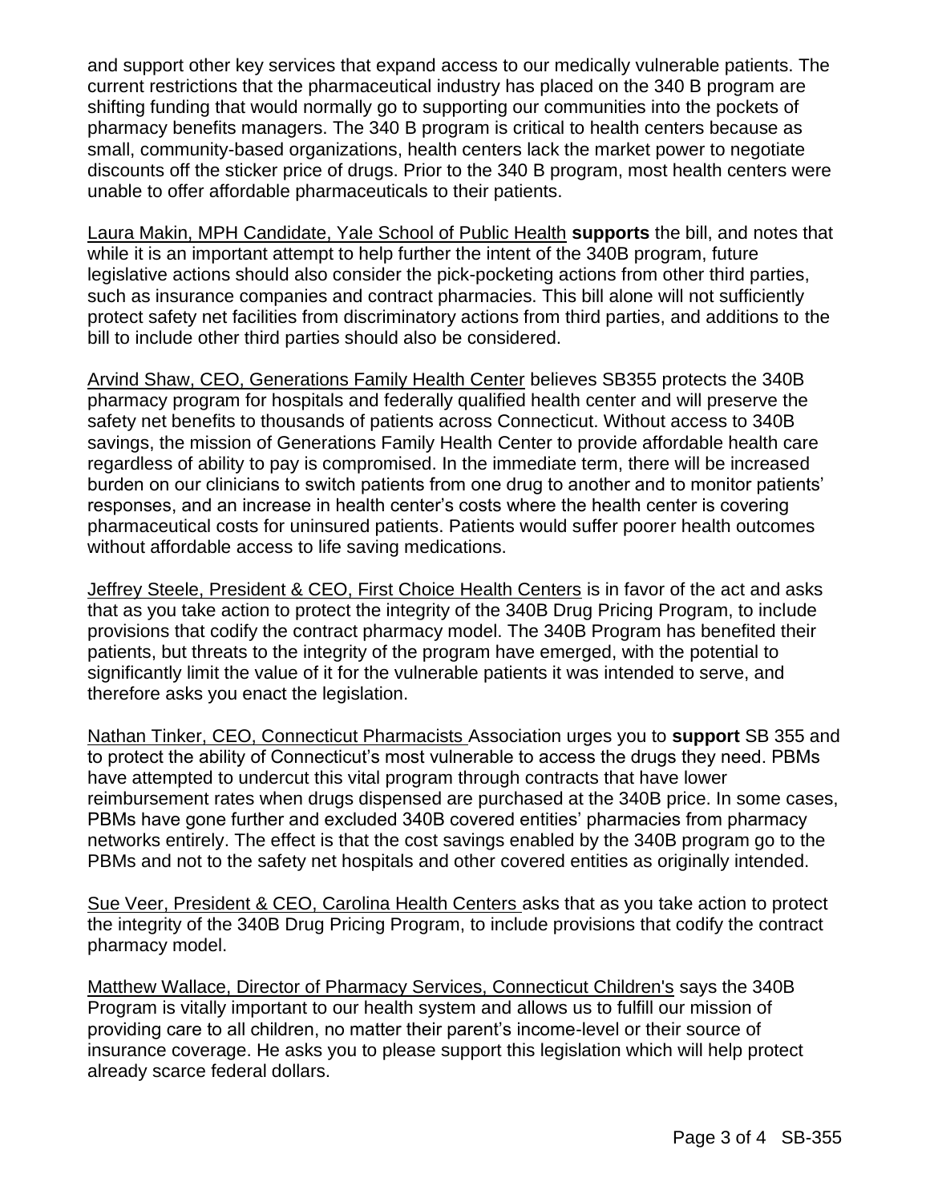and support other key services that expand access to our medically vulnerable patients. The current restrictions that the pharmaceutical industry has placed on the 340 B program are shifting funding that would normally go to supporting our communities into the pockets of pharmacy benefits managers. The 340 B program is critical to health centers because as small, community-based organizations, health centers lack the market power to negotiate discounts off the sticker price of drugs. Prior to the 340 B program, most health centers were unable to offer affordable pharmaceuticals to their patients.

Laura Makin, MPH Candidate, Yale School of Public Health **supports** the bill, and notes that while it is an important attempt to help further the intent of the 340B program, future legislative actions should also consider the pick-pocketing actions from other third parties, such as insurance companies and contract pharmacies. This bill alone will not sufficiently protect safety net facilities from discriminatory actions from third parties, and additions to the bill to include other third parties should also be considered.

Arvind Shaw, CEO, Generations Family Health Center believes SB355 protects the 340B pharmacy program for hospitals and federally qualified health center and will preserve the safety net benefits to thousands of patients across Connecticut. Without access to 340B savings, the mission of Generations Family Health Center to provide affordable health care regardless of ability to pay is compromised. In the immediate term, there will be increased burden on our clinicians to switch patients from one drug to another and to monitor patients' responses, and an increase in health center's costs where the health center is covering pharmaceutical costs for uninsured patients. Patients would suffer poorer health outcomes without affordable access to life saving medications.

Jeffrey Steele, President & CEO, First Choice Health Centers is in favor of the act and asks that as you take action to protect the integrity of the 340B Drug Pricing Program, to include provisions that codify the contract pharmacy model. The 340B Program has benefited their patients, but threats to the integrity of the program have emerged, with the potential to significantly limit the value of it for the vulnerable patients it was intended to serve, and therefore asks you enact the legislation.

Nathan Tinker, CEO, Connecticut Pharmacists Association urges you to **support** SB 355 and to protect the ability of Connecticut's most vulnerable to access the drugs they need. PBMs have attempted to undercut this vital program through contracts that have lower reimbursement rates when drugs dispensed are purchased at the 340B price. In some cases, PBMs have gone further and excluded 340B covered entities' pharmacies from pharmacy networks entirely. The effect is that the cost savings enabled by the 340B program go to the PBMs and not to the safety net hospitals and other covered entities as originally intended.

Sue Veer, President & CEO, Carolina Health Centers asks that as you take action to protect the integrity of the 340B Drug Pricing Program, to include provisions that codify the contract pharmacy model.

Matthew Wallace, Director of Pharmacy Services, Connecticut Children's says the 340B Program is vitally important to our health system and allows us to fulfill our mission of providing care to all children, no matter their parent's income-level or their source of insurance coverage. He asks you to please support this legislation which will help protect already scarce federal dollars.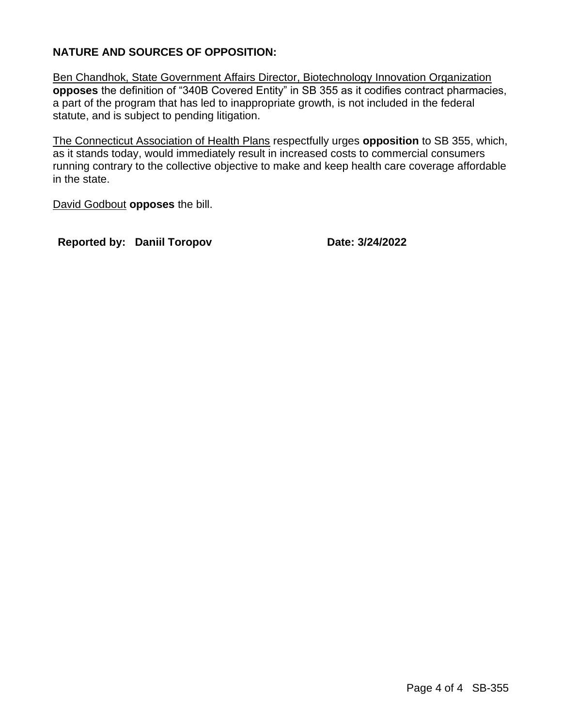**NATURE AND SOURCES OF OPPOSITION:**

Ben Chandhok, State Government Affairs Director, Biotechnology Innovation Organization **opposes** the definition of "340B Covered Entity" in SB 355 as it codifies contract pharmacies, a part of the program that has led to inappropriate growth, is not included in the federal statute, and is subject to pending litigation.

The Connecticut Association of Health Plans respectfully urges **opposition** to SB 355, which, as it stands today, would immediately result in increased costs to commercial consumers running contrary to the collective objective to make and keep health care coverage affordable in the state.

David Godbout **opposes** the bill.

**Reported by: Daniil Toropov** **Date: 3/24/2022**